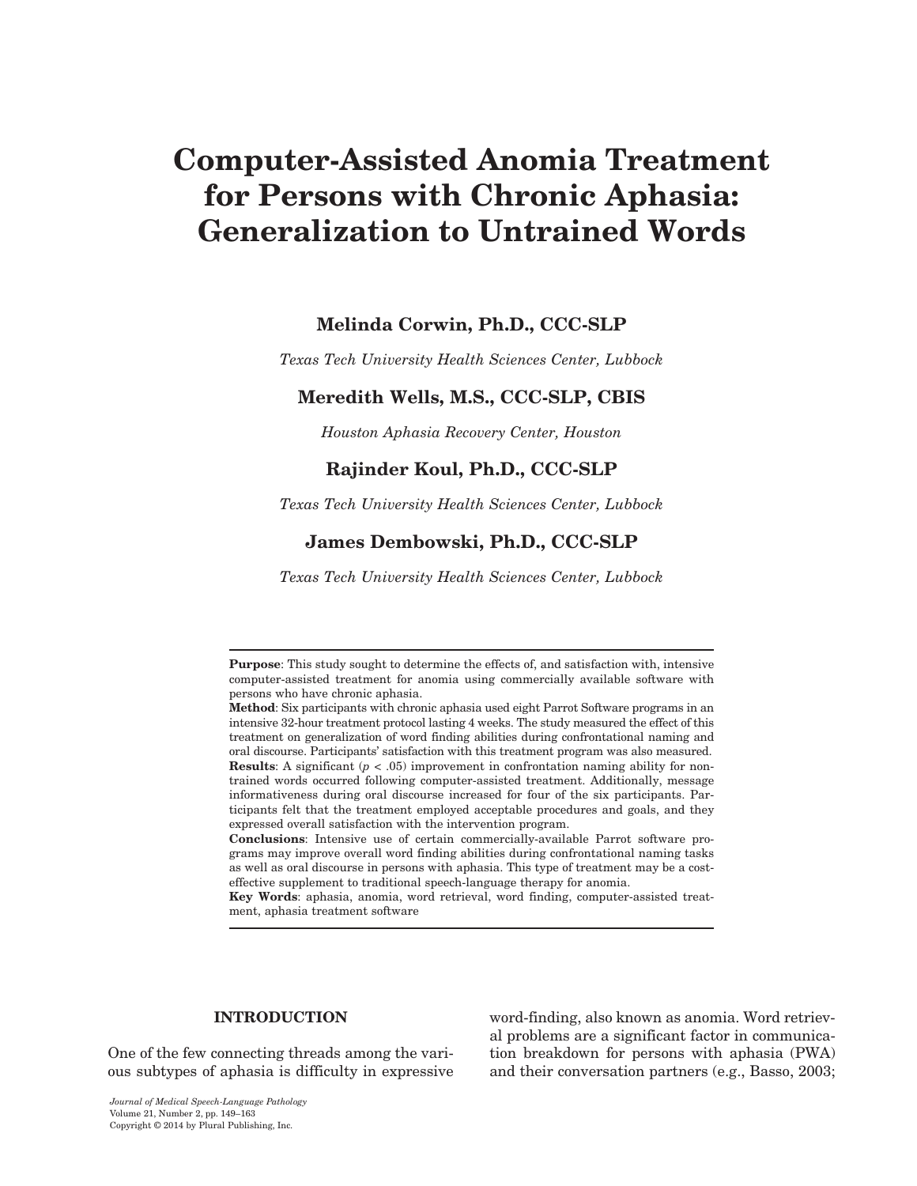# Computer-Assisted Anomia Treatment for Persons with Chronic Aphasia: Generalization to Untrained Words

**Melinda Corwin, Ph.D., CCC-SLP**

*Texas Tech University Health Sciences Center, Lubbock*

**Meredith Wells, M.S., CCC-SLP, CBIS**

*Houston Aphasia Recovery Center, Houston*

**Rajinder Koul, Ph.D., CCC-SLP**

*Texas Tech University Health Sciences Center, Lubbock*

**James Dembowski, Ph.D., CCC-SLP**

*Texas Tech University Health Sciences Center, Lubbock*

**Purpose**: This study sought to determine the effects of, and satisfaction with, intensive computer-assisted treatment for anomia using commercially available software with persons who have chronic aphasia.

**Method**: Six participants with chronic aphasia used eight Parrot Software programs in an intensive 32-hour treatment protocol lasting 4 weeks. The study measured the effect of this treatment on generalization of word finding abilities during confrontational naming and oral discourse. Participants' satisfaction with this treatment program was also measured.

**Results**: A significant ($p < .05$) improvement in confrontation naming ability for non-trained words occurred following computer-assisted treatment. Additionally, message informativeness during oral discourse increased for four of the six participants. Participants felt that the treatment employed acceptable procedures and goals, and they expressed overall satisfaction with the intervention program.

**Conclusions**: Intensive use of certain commercially-available Parrot software programs may improve overall word finding abilities during confrontational naming tasks as well as oral discourse in persons with aphasia. This type of treatment may be a cost-effective supplement to traditional speech-language therapy for anomia.

**Key Words**: aphasia, anomia, word retrieval, word finding, computer-assisted treatment, aphasia treatment software

## INTRODUCTION

One of the few connecting threads among the various subtypes of aphasia is difficulty in expressive word-finding, also known as anomia. Word retrieval problems are a significant factor in communication breakdown for persons with aphasia (PWA) and their conversation partners (e.g., Basso, 2003;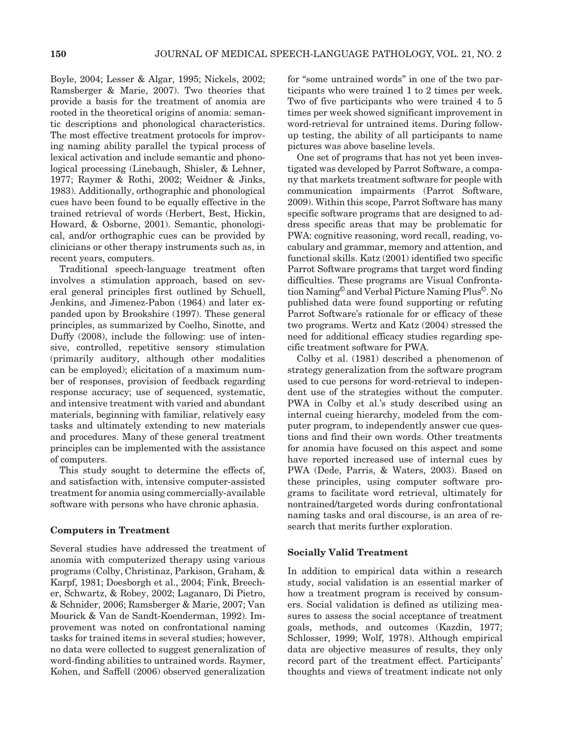Boyle, 2004; Lesser & Algar, 1995; Nickels, 2002; Ramsberger & Marie, 2007). Two theories that provide a basis for the treatment of anomia are rooted in the theoretical origins of anomia: semantic descriptions and phonological characteristics. The most effective treatment protocols for improving naming ability parallel the typical process of lexical activation and include semantic and phonological processing (Linebaugh, Shisler, & Lehner, 1977; Raymer & Rothi, 2002; Weidner & Jinks, 1983). Additionally, orthographic and phonological cues have been found to be equally effective in the trained retrieval of words (Herbert, Best, Hickin, Howard, & Osborne, 2001). Semantic, phonological, and/or orthographic cues can be provided by clinicians or other therapy instruments such as, in recent years, computers.

Traditional speech-language treatment often involves a stimulation approach, based on several general principles first outlined by Schuell, Jenkins, and Jimenez-Pabon (1964) and later expanded upon by Brookshire (1997). These general principles, as summarized by Coelho, Sinotte, and Duffy (2008), include the following: use of intensive, controlled, repetitive sensory stimulation (primarily auditory, although other modalities can be employed); elicitation of a maximum number of responses, provision of feedback regarding response accuracy; use of sequenced, systematic, and intensive treatment with varied and abundant materials, beginning with familiar, relatively easy tasks and ultimately extending to new materials and procedures. Many of these general treatment principles can be implemented with the assistance of computers.

This study sought to determine the effects of, and satisfaction with, intensive computer-assisted treatment for anomia using commercially-available software with persons who have chronic aphasia.

## Computers in Treatment

Several studies have addressed the treatment of anomia with computerized therapy using various programs (Colby, Christinaz, Parkison, Graham, & Karpf, 1981; Doesborgh et al., 2004; Fink, Breecher, Schwartz, & Robey, 2002; Laganaro, Di Pietro, & Schnider, 2006; Ramsberger & Marie, 2007; Van Mourick & Van de Sandt-Koenderman, 1992). Improvement was noted on confrontational naming tasks for trained items in several studies; however, no data were collected to suggest generalization of word-finding abilities to untrained words. Raymer, Kohen, and Saffell (2006) observed generalization for "some untrained words" in one of the two participants who were trained 1 to 2 times per week. Two of five participants who were trained 4 to 5 times per week showed significant improvement in word-retrieval for untrained items. During follow-up testing, the ability of all participants to name pictures was above baseline levels.

One set of programs that has not yet been investigated was developed by Parrot Software, a company that markets treatment software for people with communication impairments (Parrot Software, 2009). Within this scope, Parrot Software has many specific software programs that are designed to address specific areas that may be problematic for PWA: cognitive reasoning, word recall, reading, vocabulary and grammar, memory and attention, and functional skills. Katz (2001) identified two specific Parrot Software programs that target word finding difficulties. These programs are Visual Confrontation Naming© and Verbal Picture Naming Plus©. No published data were found supporting or refuting Parrot Software's rationale for or efficacy of these two programs. Wertz and Katz (2004) stressed the need for additional efficacy studies regarding specific treatment software for PWA.

Colby et al. (1981) described a phenomenon of strategy generalization from the software program used to cue persons for word-retrieval to independent use of the strategies without the computer. PWA in Colby et al.'s study described using an internal cueing hierarchy, modeled from the computer program, to independently answer cue questions and find their own words. Other treatments for anomia have focused on this aspect and some have reported increased use of internal cues by PWA (Dede, Parris, & Waters, 2003). Based on these principles, using computer software programs to facilitate word retrieval, ultimately for nontrained/targeted words during confrontational naming tasks and oral discourse, is an area of research that merits further exploration.

## Socially Valid Treatment

In addition to empirical data within a research study, social validation is an essential marker of how a treatment program is received by consumers. Social validation is defined as utilizing measures to assess the social acceptance of treatment goals, methods, and outcomes (Kazdin, 1977; Schlosser, 1999; Wolf, 1978). Although empirical data are objective measures of results, they only record part of the treatment effect. Participants' thoughts and views of treatment indicate not only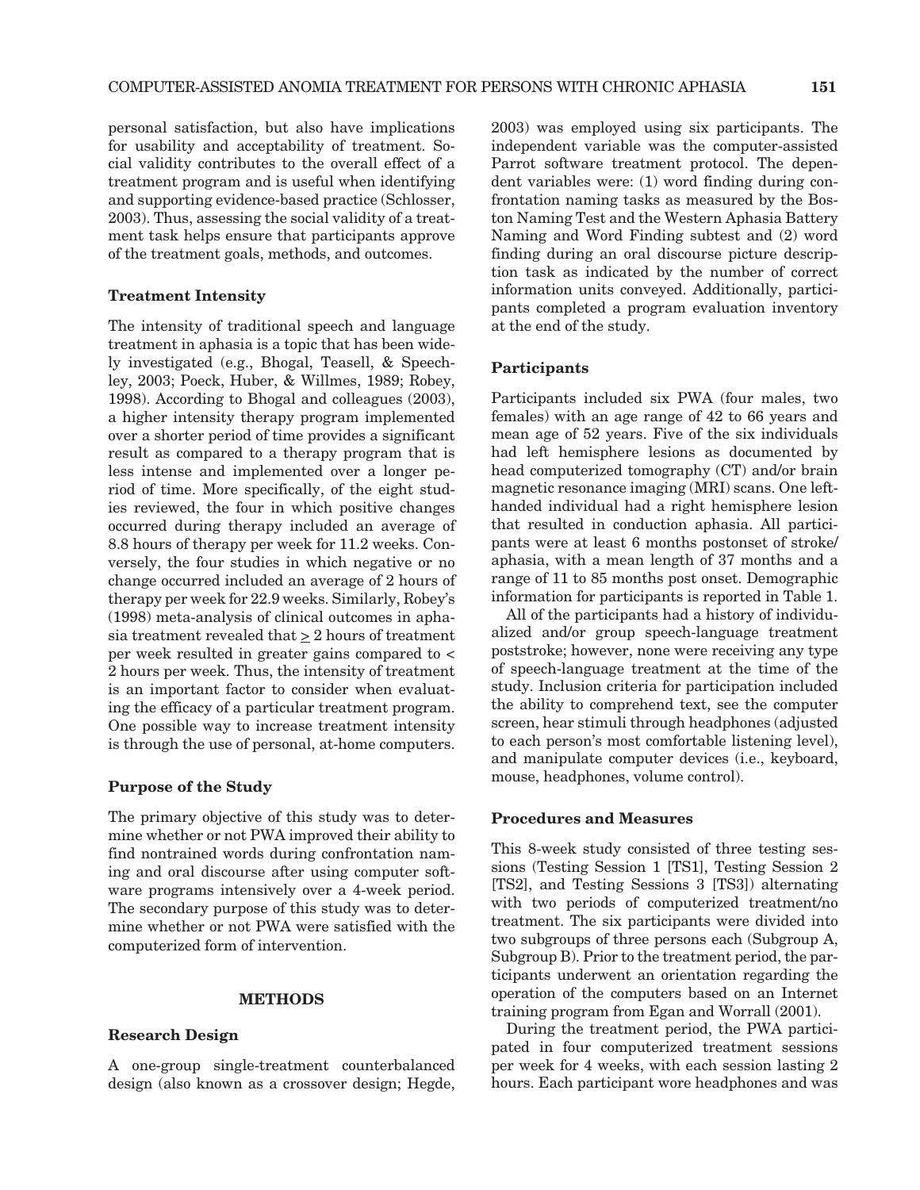personal satisfaction, but also have implications for usability and acceptability of treatment. Social validity contributes to the overall effect of a treatment program and is useful when identifying and supporting evidence-based practice (Schlosser, 2003). Thus, assessing the social validity of a treatment task helps ensure that participants approve of the treatment goals, methods, and outcomes.

### Treatment Intensity

The intensity of traditional speech and language treatment in aphasia is a topic that has been widely investigated (e.g., Bhogal, Teasell, & Speechley, 2003; Poeck, Huber, & Willmes, 1989; Robey, 1998). According to Bhogal and colleagues (2003), a higher intensity therapy program implemented over a shorter period of time provides a significant result as compared to a therapy program that is less intense and implemented over a longer period of time. More specifically, of the eight studies reviewed, the four in which positive changes occurred during therapy included an average of 8.8 hours of therapy per week for 11.2 weeks. Conversely, the four studies in which negative or no change occurred included an average of 2 hours of therapy per week for 22.9 weeks. Similarly, Robey's (1998) meta-analysis of clinical outcomes in aphasia treatment revealed that $\geq$ 2 hours of treatment per week resulted in greater gains compared to < 2 hours per week. Thus, the intensity of treatment is an important factor to consider when evaluating the efficacy of a particular treatment program. One possible way to increase treatment intensity is through the use of personal, at-home computers.

### Purpose of the Study

The primary objective of this study was to determine whether or not PWA improved their ability to find nontrained words during confrontation naming and oral discourse after using computer software programs intensively over a 4-week period. The secondary purpose of this study was to determine whether or not PWA were satisfied with the computerized form of intervention.

## METHODS

### Research Design

A one-group single-treatment counterbalanced design (also known as a crossover design; Hegde, 2003) was employed using six participants. The independent variable was the computer-assisted Parrot software treatment protocol. The dependent variables were: (1) word finding during confrontation naming tasks as measured by the Boston Naming Test and the Western Aphasia Battery Naming and Word Finding subtest and (2) word finding during an oral discourse picture description task as indicated by the number of correct information units conveyed. Additionally, participants completed a program evaluation inventory at the end of the study.

### Participants

Participants included six PWA (four males, two females) with an age range of 42 to 66 years and mean age of 52 years. Five of the six individuals had left hemisphere lesions as documented by head computerized tomography (CT) and/or brain magnetic resonance imaging (MRI) scans. One left-handed individual had a right hemisphere lesion that resulted in conduction aphasia. All participants were at least 6 months postonset of stroke/aphasia, with a mean length of 37 months and a range of 11 to 85 months post onset. Demographic information for participants is reported in Table 1.

All of the participants had a history of individualized and/or group speech-language treatment poststroke; however, none were receiving any type of speech-language treatment at the time of the study. Inclusion criteria for participation included the ability to comprehend text, see the computer screen, hear stimuli through headphones (adjusted to each person's most comfortable listening level), and manipulate computer devices (i.e., keyboard, mouse, headphones, volume control).

### Procedures and Measures

This 8-week study consisted of three testing sessions (Testing Session 1 [TS1], Testing Session 2 [TS2], and Testing Sessions 3 [TS3]) alternating with two periods of computerized treatment/no treatment. The six participants were divided into two subgroups of three persons each (Subgroup A, Subgroup B). Prior to the treatment period, the participants underwent an orientation regarding the operation of the computers based on an Internet training program from Egan and Worrall (2001).

During the treatment period, the PWA participated in four computerized treatment sessions per week for 4 weeks, with each session lasting 2 hours. Each participant wore headphones and was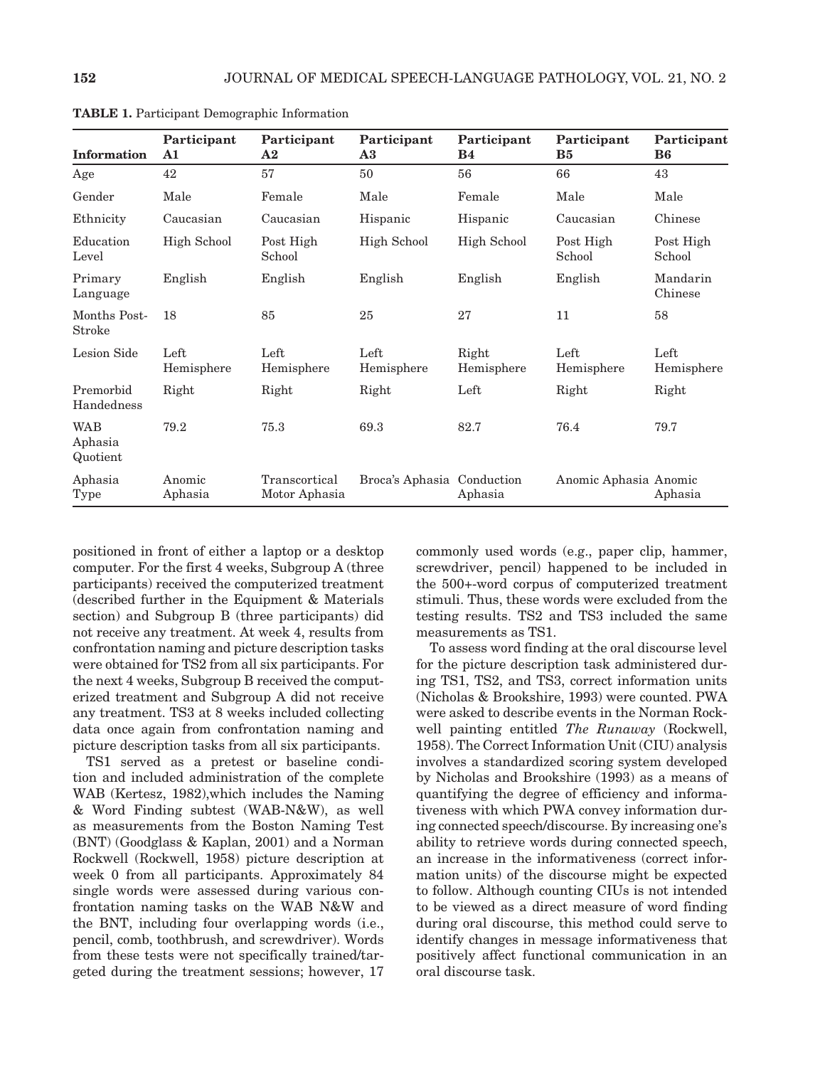**TABLE 1.** Participant Demographic Information

| Information | Participant A1 | Participant A2 | Participant A3 | Participant B4 | Participant B5 | Participant B6 |
|---|---|---|---|---|---|---|
| Age | 42 | 57 | 50 | 56 | 66 | 43 |
| Gender | Male | Female | Male | Female | Male | Male |
| Ethnicity | Caucasian | Caucasian | Hispanic | Hispanic | Caucasian | Chinese |
| Education Level | High School | Post High School | High School | High School | Post High School | Post High School |
| Primary Language | English | English | English | English | English | Mandarin Chinese |
| Months Post-Stroke | 18 | 85 | 25 | 27 | 11 | 58 |
| Lesion Side | Left Hemisphere | Left Hemisphere | Left Hemisphere | Right Hemisphere | Left Hemisphere | Left Hemisphere |
| Premorbid Handedness | Right | Right | Right | Left | Right | Right |
| WAB Aphasia Quotient | 79.2 | 75.3 | 69.3 | 82.7 | 76.4 | 79.7 |
| Aphasia Type | Anomic Aphasia | Transcortical Motor Aphasia | Broca's Aphasia | Conduction Aphasia | Anomic Aphasia | Anomic Aphasia |

positioned in front of either a laptop or a desktop computer. For the first 4 weeks, Subgroup A (three participants) received the computerized treatment (described further in the Equipment & Materials section) and Subgroup B (three participants) did not receive any treatment. At week 4, results from confrontation naming and picture description tasks were obtained for TS2 from all six participants. For the next 4 weeks, Subgroup B received the computerized treatment and Subgroup A did not receive any treatment. TS3 at 8 weeks included collecting data once again from confrontation naming and picture description tasks from all six participants.

TS1 served as a pretest or baseline condition and included administration of the complete WAB (Kertesz, 1982),which includes the Naming & Word Finding subtest (WAB-N&W), as well as measurements from the Boston Naming Test (BNT) (Goodglass & Kaplan, 2001) and a Norman Rockwell (Rockwell, 1958) picture description at week 0 from all participants. Approximately 84 single words were assessed during various confrontation naming tasks on the WAB N&W and the BNT, including four overlapping words (i.e., pencil, comb, toothbrush, and screwdriver). Words from these tests were not specifically trained/targeted during the treatment sessions; however, 17 commonly used words (e.g., paper clip, hammer, screwdriver, pencil) happened to be included in the 500+-word corpus of computerized treatment stimuli. Thus, these words were excluded from the testing results. TS2 and TS3 included the same measurements as TS1.

To assess word finding at the oral discourse level for the picture description task administered during TS1, TS2, and TS3, correct information units (Nicholas & Brookshire, 1993) were counted. PWA were asked to describe events in the Norman Rockwell painting entitled *The Runaway* (Rockwell, 1958). The Correct Information Unit (CIU) analysis involves a standardized scoring system developed by Nicholas and Brookshire (1993) as a means of quantifying the degree of efficiency and informativeness with which PWA convey information during connected speech/discourse. By increasing one's ability to retrieve words during connected speech, an increase in the informativeness (correct information units) of the discourse might be expected to follow. Although counting CIUs is not intended to be viewed as a direct measure of word finding during oral discourse, this method could serve to identify changes in message informativeness that positively affect functional communication in an oral discourse task.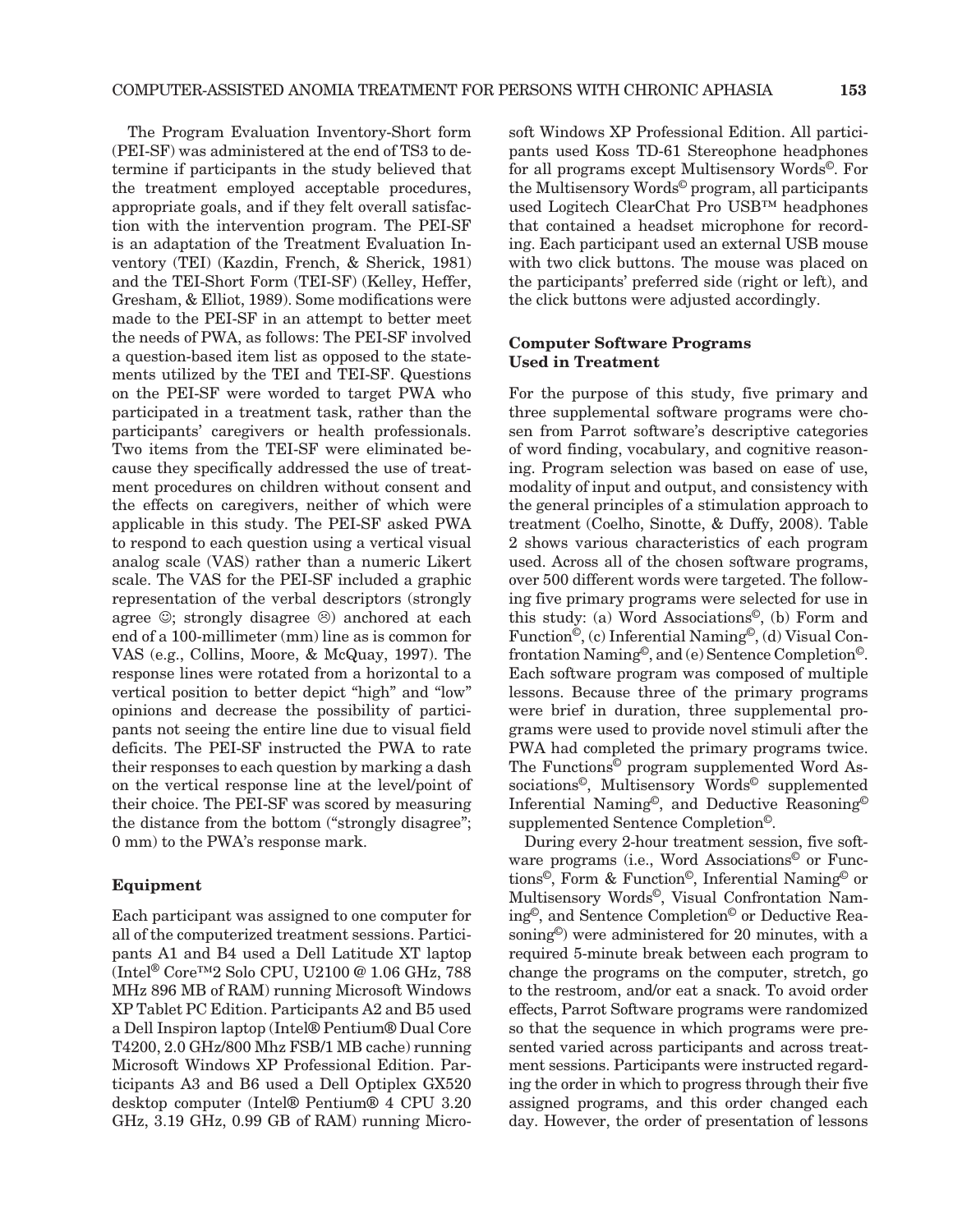The Program Evaluation Inventory-Short form (PEI-SF) was administered at the end of TS3 to determine if participants in the study believed that the treatment employed acceptable procedures, appropriate goals, and if they felt overall satisfaction with the intervention program. The PEI-SF is an adaptation of the Treatment Evaluation Inventory (TEI) (Kazdin, French, & Sherick, 1981) and the TEI-Short Form (TEI-SF) (Kelley, Heffer, Gresham, & Elliot, 1989). Some modifications were made to the PEI-SF in an attempt to better meet the needs of PWA, as follows: The PEI-SF involved a question-based item list as opposed to the statements utilized by the TEI and TEI-SF. Questions on the PEI-SF were worded to target PWA who participated in a treatment task, rather than the participants' caregivers or health professionals. Two items from the TEI-SF were eliminated because they specifically addressed the use of treatment procedures on children without consent and the effects on caregivers, neither of which were applicable in this study. The PEI-SF asked PWA to respond to each question using a vertical visual analog scale (VAS) rather than a numeric Likert scale. The VAS for the PEI-SF included a graphic representation of the verbal descriptors (strongly agree ☺; strongly disagree ☹) anchored at each end of a 100-millimeter (mm) line as is common for VAS (e.g., Collins, Moore, & McQuay, 1997). The response lines were rotated from a horizontal to a vertical position to better depict "high" and "low" opinions and decrease the possibility of participants not seeing the entire line due to visual field deficits. The PEI-SF instructed the PWA to rate their responses to each question by marking a dash on the vertical response line at the level/point of their choice. The PEI-SF was scored by measuring the distance from the bottom ("strongly disagree"; 0 mm) to the PWA's response mark.

### Equipment

Each participant was assigned to one computer for all of the computerized treatment sessions. Participants A1 and B4 used a Dell Latitude XT laptop (Intel® Core™2 Solo CPU, U2100 @ 1.06 GHz, 788 MHz 896 MB of RAM) running Microsoft Windows XP Tablet PC Edition. Participants A2 and B5 used a Dell Inspiron laptop (Intel® Pentium® Dual Core T4200, 2.0 GHz/800 Mhz FSB/1 MB cache) running Microsoft Windows XP Professional Edition. Participants A3 and B6 used a Dell Optiplex GX520 desktop computer (Intel® Pentium® 4 CPU 3.20 GHz, 3.19 GHz, 0.99 GB of RAM) running Microsoft Windows XP Professional Edition. All participants used Koss TD-61 Stereophone headphones for all programs except Multisensory Words©. For the Multisensory Words© program, all participants used Logitech ClearChat Pro USB™ headphones that contained a headset microphone for recording. Each participant used an external USB mouse with two click buttons. The mouse was placed on the participants' preferred side (right or left), and the click buttons were adjusted accordingly.

### Computer Software Programs Used in Treatment

For the purpose of this study, five primary and three supplemental software programs were chosen from Parrot software's descriptive categories of word finding, vocabulary, and cognitive reasoning. Program selection was based on ease of use, modality of input and output, and consistency with the general principles of a stimulation approach to treatment (Coelho, Sinotte, & Duffy, 2008). Table 2 shows various characteristics of each program used. Across all of the chosen software programs, over 500 different words were targeted. The following five primary programs were selected for use in this study: (a) Word Associations©, (b) Form and Function©, (c) Inferential Naming©, (d) Visual Confrontation Naming©, and (e) Sentence Completion©. Each software program was composed of multiple lessons. Because three of the primary programs were brief in duration, three supplemental programs were used to provide novel stimuli after the PWA had completed the primary programs twice. The Functions© program supplemented Word Associations©, Multisensory Words© supplemented Inferential Naming©, and Deductive Reasoning© supplemented Sentence Completion©.

During every 2-hour treatment session, five software programs (i.e., Word Associations© or Functions©, Form & Function©, Inferential Naming© or Multisensory Words©, Visual Confrontation Naming©, and Sentence Completion© or Deductive Reasoning©) were administered for 20 minutes, with a required 5-minute break between each program to change the programs on the computer, stretch, go to the restroom, and/or eat a snack. To avoid order effects, Parrot Software programs were randomized so that the sequence in which programs were presented varied across participants and across treatment sessions. Participants were instructed regarding the order in which to progress through their five assigned programs, and this order changed each day. However, the order of presentation of lessons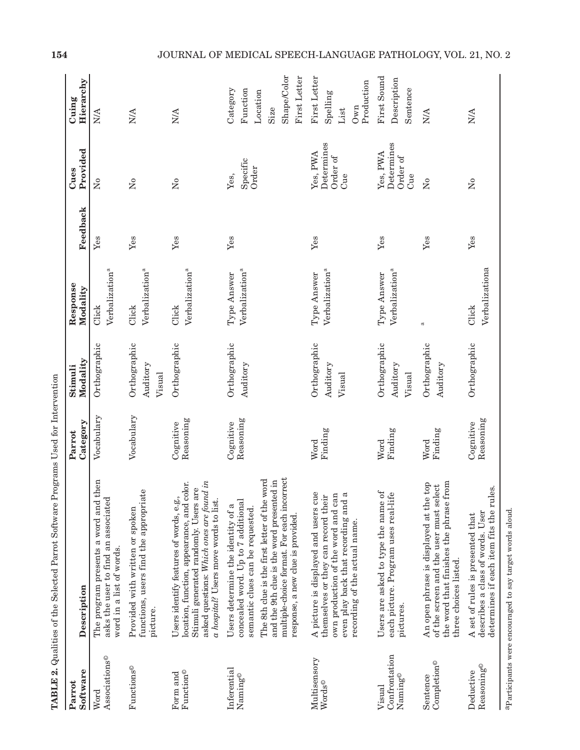**TABLE 2.** Qualities of the Selected Parrot Software Programs Used for Intervention

| Parrot Software | Description | Parrot Category | Stimuli Modality | Response Modality | Feedback | Cues Provided | Cuing Hierarchy |
|---|---|---|---|---|---|---|---|
| Word Associations© | The program presents a word and then asks the user to find an associated word in a list of words. | Vocabulary | Orthographic | Click<br>Verbalization[a] | Yes | No | N/A |
| Functions© | Provided with written or spoken functions, users find the appropriate picture. | Vocabulary | Orthographic<br>Auditory<br>Visual | Click<br>Verbalization[a] | Yes | No | N/A |
| Form and Function© | Users identify features of words, e.g., location, function, appearance, and color. Stimuli generated randomly. Users are asked questions: *Which ones are found in a hospital?* Users move words to list. | Cognitive Reasoning | Orthographic | Click<br>Verbalization[a] | Yes | No | N/A |
| Inferential Naming© | Users determine the identity of a concealed word. Up to 7 additional semantic clues can be requested.<br>The 8th clue is the first letter of the word and the 9th clue is the word presented in multiple-choice format. For each incorrect response, a new clue is provided. | Cognitive Reasoning | Orthographic<br>Auditory | Type Answer<br>Verbalization[a] | Yes | Yes, Specific Order | Category<br>Function<br>Location<br>Size<br>Shape/Color<br>First Letter |
| Multisensory Words© | A picture is displayed and users cue themselves or they can record their own production of the word and can even play back that recording and a recording of the actual name. | Word Finding | Orthographic<br>Auditory<br>Visual | Type Answer<br>Verbalization[a] | Yes | Yes, PWA Determines Order of Cue | First Letter<br>Spelling<br>List<br>Own Production |
| Visual Confrontation Naming© | Users are asked to type the name of each picture. Program uses real-life pictures. | Word Finding | Orthographic<br>Auditory<br>Visual | Type Answer<br>Verbalization[a] | Yes | Yes, PWA Determines Order of Cue | First Sound<br>Description<br>Sentence |
| Sentence Completion© | An open phrase is displayed at the top of the screen and the user must select the word that finishes the phrase from three choices listed. | Word Finding | Orthographic<br>Auditory | [a] | Yes | No | N/A |
| Deductive Reasoning© | A set of rules is presented that describes a class of words. User determines if each item fits the rules. | Cognitive Reasoning | Orthographic | Click<br>Verbalizationa | Yes | No | N/A |

[a]Participants were encouraged to say target words aloud.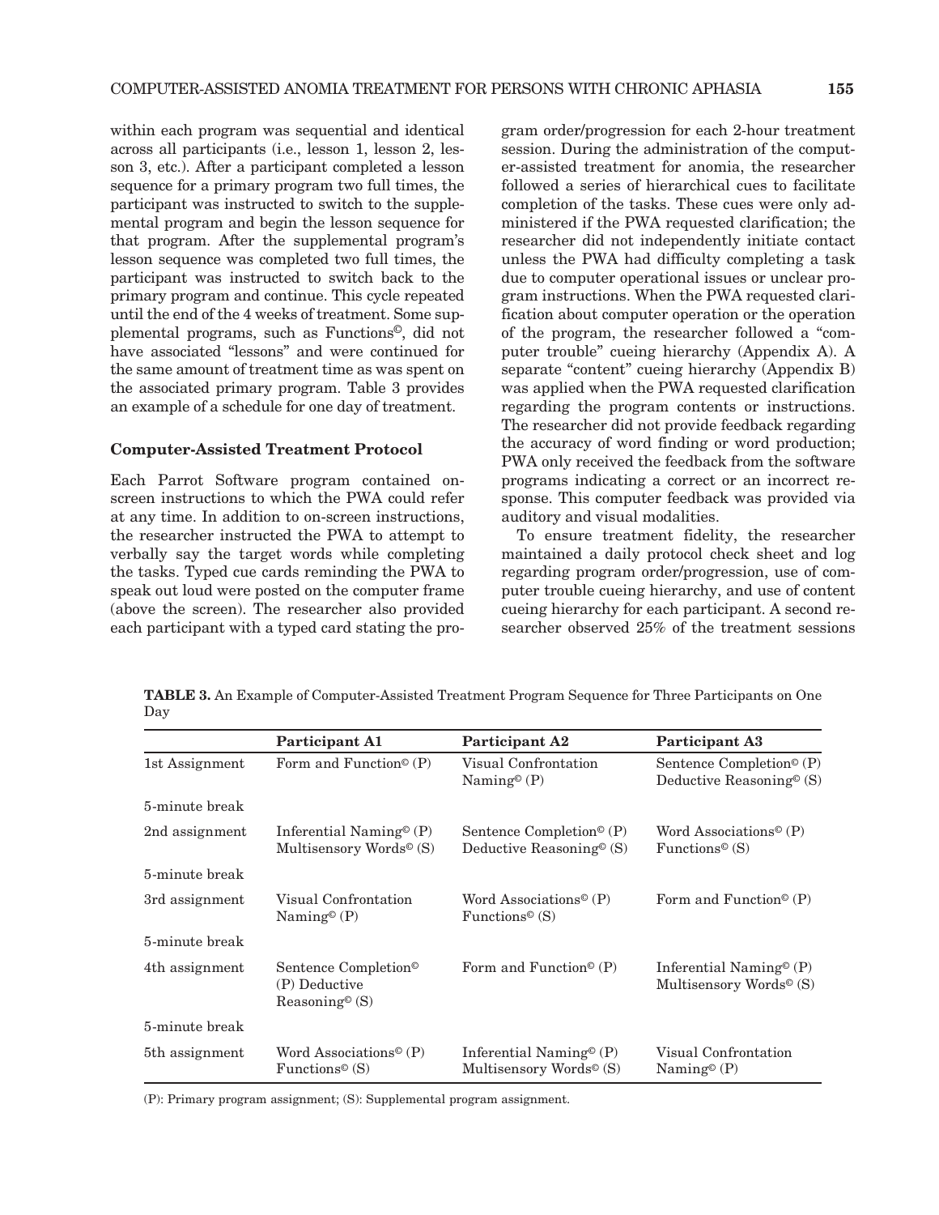within each program was sequential and identical across all participants (i.e., lesson 1, lesson 2, lesson 3, etc.). After a participant completed a lesson sequence for a primary program two full times, the participant was instructed to switch to the supplemental program and begin the lesson sequence for that program. After the supplemental program's lesson sequence was completed two full times, the participant was instructed to switch back to the primary program and continue. This cycle repeated until the end of the 4 weeks of treatment. Some supplemental programs, such as Functions©, did not have associated "lessons" and were continued for the same amount of treatment time as was spent on the associated primary program. Table 3 provides an example of a schedule for one day of treatment.

### Computer-Assisted Treatment Protocol

Each Parrot Software program contained on-screen instructions to which the PWA could refer at any time. In addition to on-screen instructions, the researcher instructed the PWA to attempt to verbally say the target words while completing the tasks. Typed cue cards reminding the PWA to speak out loud were posted on the computer frame (above the screen). The researcher also provided each participant with a typed card stating the program order/progression for each 2-hour treatment session. During the administration of the computer-assisted treatment for anomia, the researcher followed a series of hierarchical cues to facilitate completion of the tasks. These cues were only administered if the PWA requested clarification; the researcher did not independently initiate contact unless the PWA had difficulty completing a task due to computer operational issues or unclear program instructions. When the PWA requested clarification about computer operation or the operation of the program, the researcher followed a "computer trouble" cueing hierarchy (Appendix A). A separate "content" cueing hierarchy (Appendix B) was applied when the PWA requested clarification regarding the program contents or instructions. The researcher did not provide feedback regarding the accuracy of word finding or word production; PWA only received the feedback from the software programs indicating a correct or an incorrect response. This computer feedback was provided via auditory and visual modalities.

To ensure treatment fidelity, the researcher maintained a daily protocol check sheet and log regarding program order/progression, use of computer trouble cueing hierarchy, and use of content cueing hierarchy for each participant. A second researcher observed 25% of the treatment sessions

**TABLE 3.** An Example of Computer-Assisted Treatment Program Sequence for Three Participants on One Day

| | Participant A1 | Participant A2 | Participant A3 |
|---|---|---|---|
| 1st Assignment | Form and Function© (P) | Visual Confrontation Naming© (P) | Sentence Completion© (P) Deductive Reasoning© (S) |
| 5-minute break | | | |
| 2nd assignment | Inferential Naming© (P) Multisensory Words© (S) | Sentence Completion© (P) Deductive Reasoning© (S) | Word Associations© (P) Functions© (S) |
| 5-minute break | | | |
| 3rd assignment | Visual Confrontation Naming© (P) | Word Associations© (P) Functions© (S) | Form and Function© (P) |
| 5-minute break | | | |
| 4th assignment | Sentence Completion© (P) Deductive Reasoning© (S) | Form and Function© (P) | Inferential Naming© (P) Multisensory Words© (S) |
| 5-minute break | | | |
| 5th assignment | Word Associations© (P) Functions© (S) | Inferential Naming© (P) Multisensory Words© (S) | Visual Confrontation Naming© (P) |

(P): Primary program assignment; (S): Supplemental program assignment.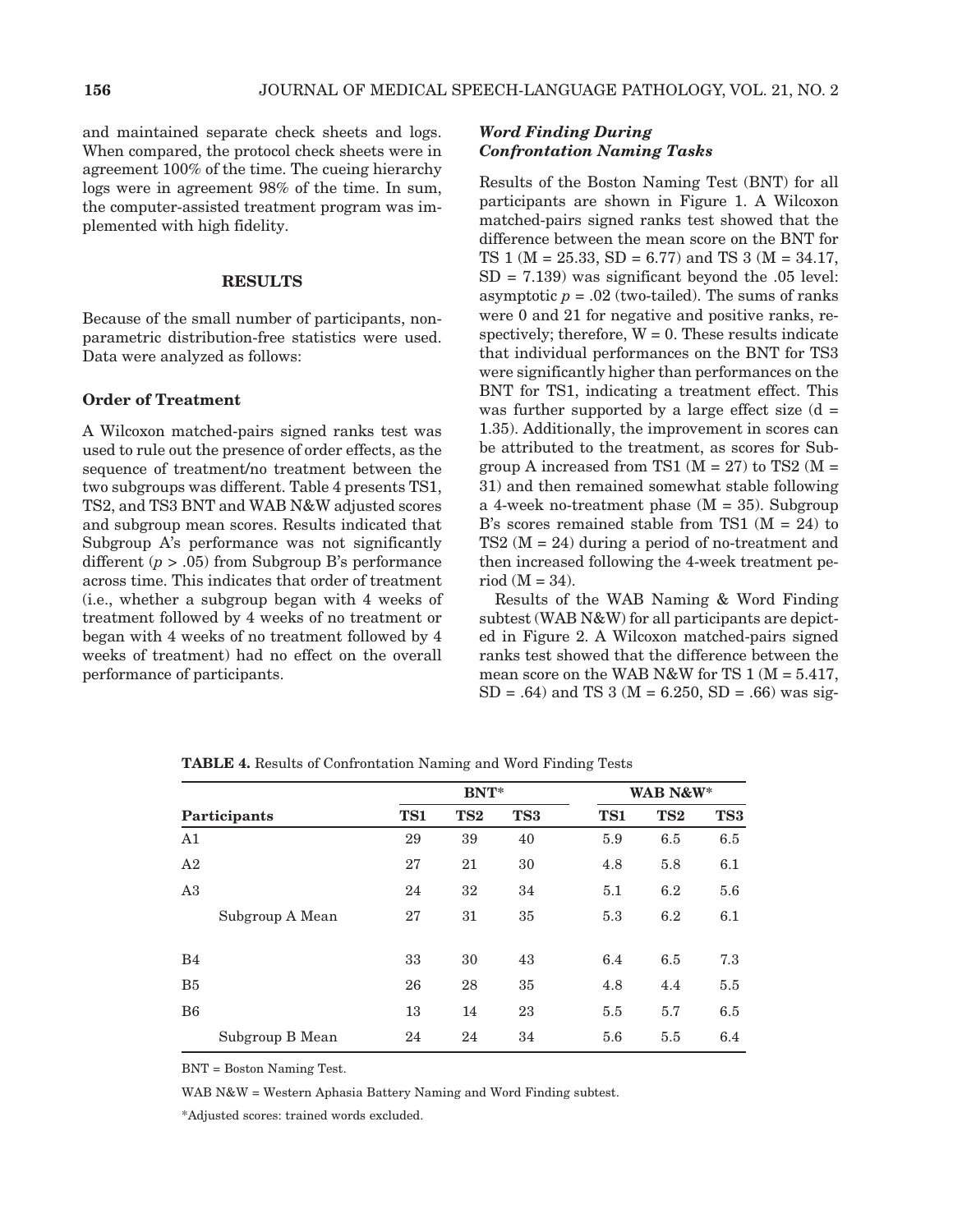and maintained separate check sheets and logs. When compared, the protocol check sheets were in agreement 100% of the time. The cueing hierarchy logs were in agreement 98% of the time. In sum, the computer-assisted treatment program was implemented with high fidelity.

## RESULTS

Because of the small number of participants, nonparametric distribution-free statistics were used. Data were analyzed as follows:

### Order of Treatment

A Wilcoxon matched-pairs signed ranks test was used to rule out the presence of order effects, as the sequence of treatment/no treatment between the two subgroups was different. Table 4 presents TS1, TS2, and TS3 BNT and WAB N&W adjusted scores and subgroup mean scores. Results indicated that Subgroup A's performance was not significantly different ($p > .05$) from Subgroup B's performance across time. This indicates that order of treatment (i.e., whether a subgroup began with 4 weeks of treatment followed by 4 weeks of no treatment or began with 4 weeks of no treatment followed by 4 weeks of treatment) had no effect on the overall performance of participants.

### *Word Finding During Confrontation Naming Tasks*

Results of the Boston Naming Test (BNT) for all participants are shown in Figure 1. A Wilcoxon matched-pairs signed ranks test showed that the difference between the mean score on the BNT for TS 1 (M = 25.33, SD = 6.77) and TS 3 (M = 34.17, SD = 7.139) was significant beyond the .05 level: asymptotic $p = .02$ (two-tailed). The sums of ranks were 0 and 21 for negative and positive ranks, respectively; therefore, W = 0. These results indicate that individual performances on the BNT for TS3 were significantly higher than performances on the BNT for TS1, indicating a treatment effect. This was further supported by a large effect size (d = 1.35). Additionally, the improvement in scores can be attributed to the treatment, as scores for Subgroup A increased from TS1 (M = 27) to TS2 (M = 31) and then remained somewhat stable following a 4-week no-treatment phase (M = 35). Subgroup B's scores remained stable from TS1 (M = 24) to TS2 (M = 24) during a period of no-treatment and then increased following the 4-week treatment period (M = 34).

Results of the WAB Naming & Word Finding subtest (WAB N&W) for all participants are depicted in Figure 2. A Wilcoxon matched-pairs signed ranks test showed that the difference between the mean score on the WAB N&W for TS 1 (M = 5.417, SD = .64) and TS 3 (M = 6.250, SD = .66) was sig-

**TABLE 4.** Results of Confrontation Naming and Word Finding Tests

| | BNT* | | | WAB N&W* | | |
|---|---|---|---|---|---|---|
| **Participants** | **TS1** | **TS2** | **TS3** | **TS1** | **TS2** | **TS3** |
| A1 | 29 | 39 | 40 | 5.9 | 6.5 | 6.5 |
| A2 | 27 | 21 | 30 | 4.8 | 5.8 | 6.1 |
| A3 | 24 | 32 | 34 | 5.1 | 6.2 | 5.6 |
| Subgroup A Mean | 27 | 31 | 35 | 5.3 | 6.2 | 6.1 |
| B4 | 33 | 30 | 43 | 6.4 | 6.5 | 7.3 |
| B5 | 26 | 28 | 35 | 4.8 | 4.4 | 5.5 |
| B6 | 13 | 14 | 23 | 5.5 | 5.7 | 6.5 |
| Subgroup B Mean | 24 | 24 | 34 | 5.6 | 5.5 | 6.4 |

BNT = Boston Naming Test.

WAB N&W = Western Aphasia Battery Naming and Word Finding subtest.

*Adjusted scores: trained words excluded.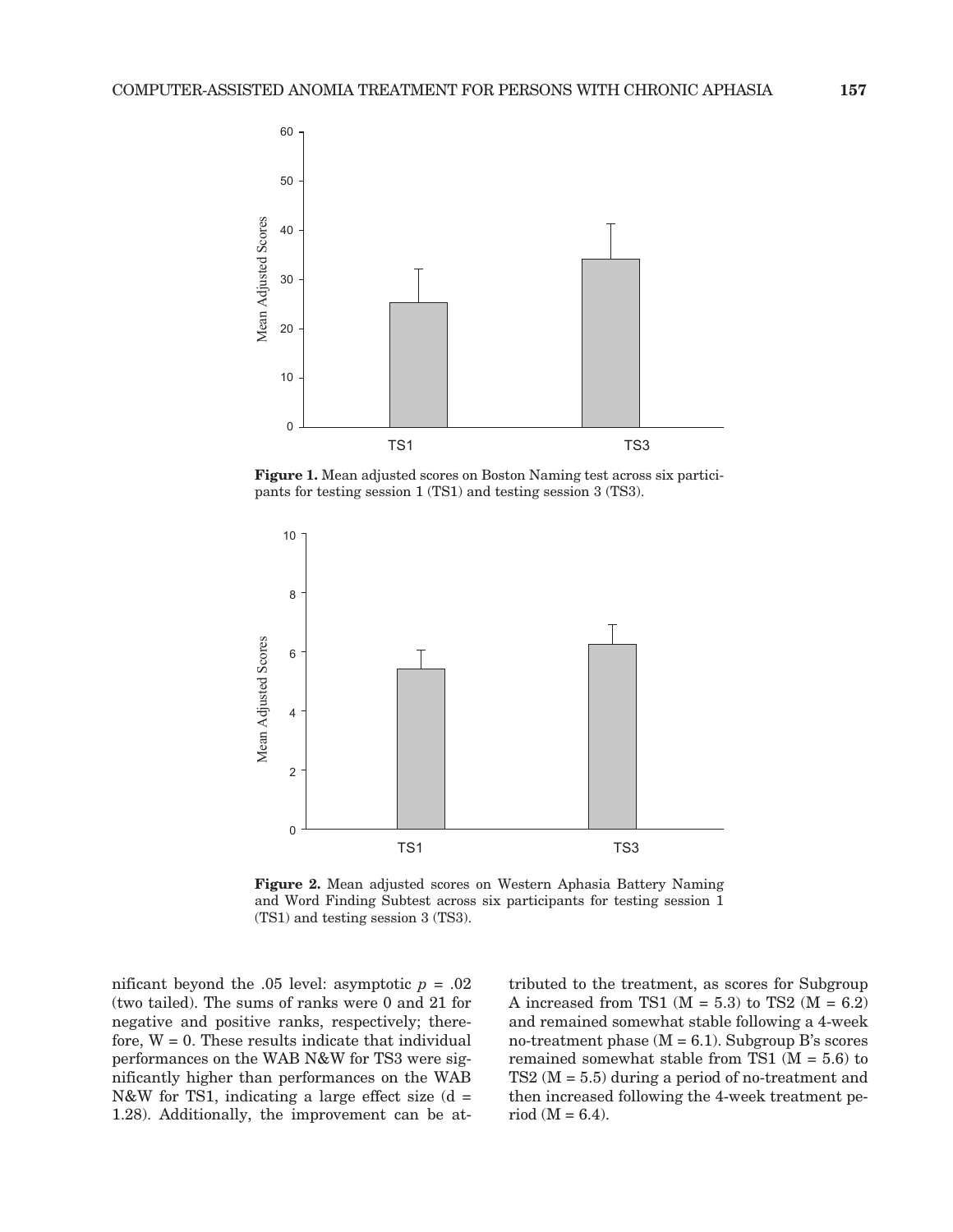**Figure 1.** Mean adjusted scores on Boston Naming test across six participants for testing session 1 (TS1) and testing session 3 (TS3).

**Figure 2.** Mean adjusted scores on Western Aphasia Battery Naming and Word Finding Subtest across six participants for testing session 1 (TS1) and testing session 3 (TS3).

nificant beyond the .05 level: asymptotic $p$ = .02 (two tailed). The sums of ranks were 0 and 21 for negative and positive ranks, respectively; therefore, W = 0. These results indicate that individual performances on the WAB N&W for TS3 were significantly higher than performances on the WAB N&W for TS1, indicating a large effect size (d = 1.28). Additionally, the improvement can be attributed to the treatment, as scores for Subgroup A increased from TS1 (M = 5.3) to TS2 (M = 6.2) and remained somewhat stable following a 4-week no-treatment phase (M = 6.1). Subgroup B's scores remained somewhat stable from TS1 (M = 5.6) to TS2 (M = 5.5) during a period of no-treatment and then increased following the 4-week treatment period (M = 6.4).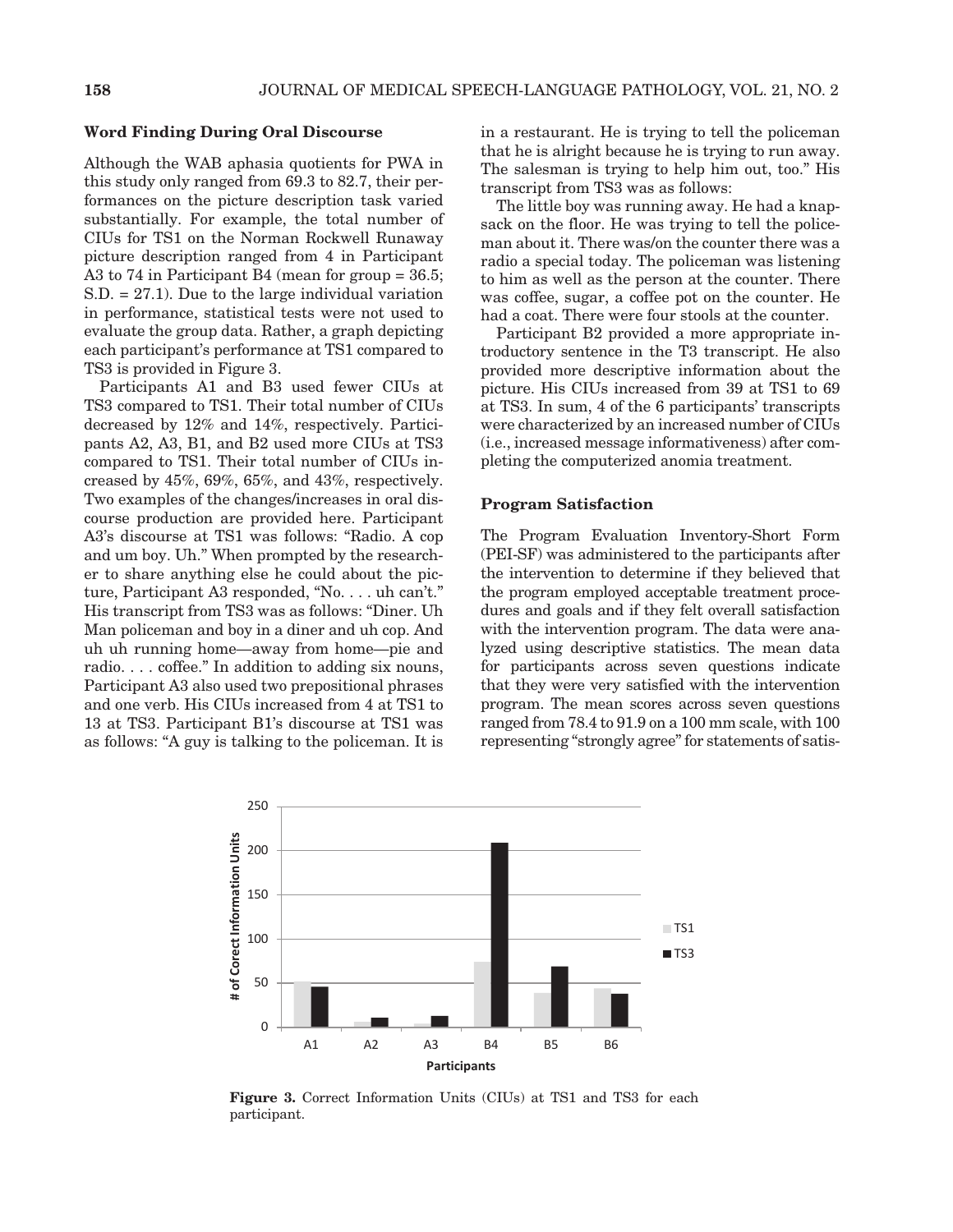### Word Finding During Oral Discourse

Although the WAB aphasia quotients for PWA in this study only ranged from 69.3 to 82.7, their performances on the picture description task varied substantially. For example, the total number of CIUs for TS1 on the Norman Rockwell Runaway picture description ranged from 4 in Participant A3 to 74 in Participant B4 (mean for group = 36.5; S.D. = 27.1). Due to the large individual variation in performance, statistical tests were not used to evaluate the group data. Rather, a graph depicting each participant's performance at TS1 compared to TS3 is provided in Figure 3.

Participants A1 and B3 used fewer CIUs at TS3 compared to TS1. Their total number of CIUs decreased by 12% and 14%, respectively. Participants A2, A3, B1, and B2 used more CIUs at TS3 compared to TS1. Their total number of CIUs increased by 45%, 69%, 65%, and 43%, respectively. Two examples of the changes/increases in oral discourse production are provided here. Participant A3's discourse at TS1 was follows: "Radio. A cop and um boy. Uh." When prompted by the researcher to share anything else he could about the picture, Participant A3 responded, "No. . . . uh can't." His transcript from TS3 was as follows: "Diner. Uh Man policeman and boy in a diner and uh cop. And uh uh running home—away from home—pie and radio. . . . coffee." In addition to adding six nouns, Participant A3 also used two prepositional phrases and one verb. His CIUs increased from 4 at TS1 to 13 at TS3. Participant B1's discourse at TS1 was as follows: "A guy is talking to the policeman. It is in a restaurant. He is trying to tell the policeman that he is alright because he is trying to run away. The salesman is trying to help him out, too." His transcript from TS3 was as follows:

The little boy was running away. He had a knapsack on the floor. He was trying to tell the policeman about it. There was/on the counter there was a radio a special today. The policeman was listening to him as well as the person at the counter. There was coffee, sugar, a coffee pot on the counter. He had a coat. There were four stools at the counter.

Participant B2 provided a more appropriate introductory sentence in the T3 transcript. He also provided more descriptive information about the picture. His CIUs increased from 39 at TS1 to 69 at TS3. In sum, 4 of the 6 participants' transcripts were characterized by an increased number of CIUs (i.e., increased message informativeness) after completing the computerized anomia treatment.

### Program Satisfaction

The Program Evaluation Inventory-Short Form (PEI-SF) was administered to the participants after the intervention to determine if they believed that the program employed acceptable treatment procedures and goals and if they felt overall satisfaction with the intervention program. The data were analyzed using descriptive statistics. The mean data for participants across seven questions indicate that they were very satisfied with the intervention program. The mean scores across seven questions ranged from 78.4 to 91.9 on a 100 mm scale, with 100 representing "strongly agree" for statements of satis-

**Figure 3.** Correct Information Units (CIUs) at TS1 and TS3 for each participant.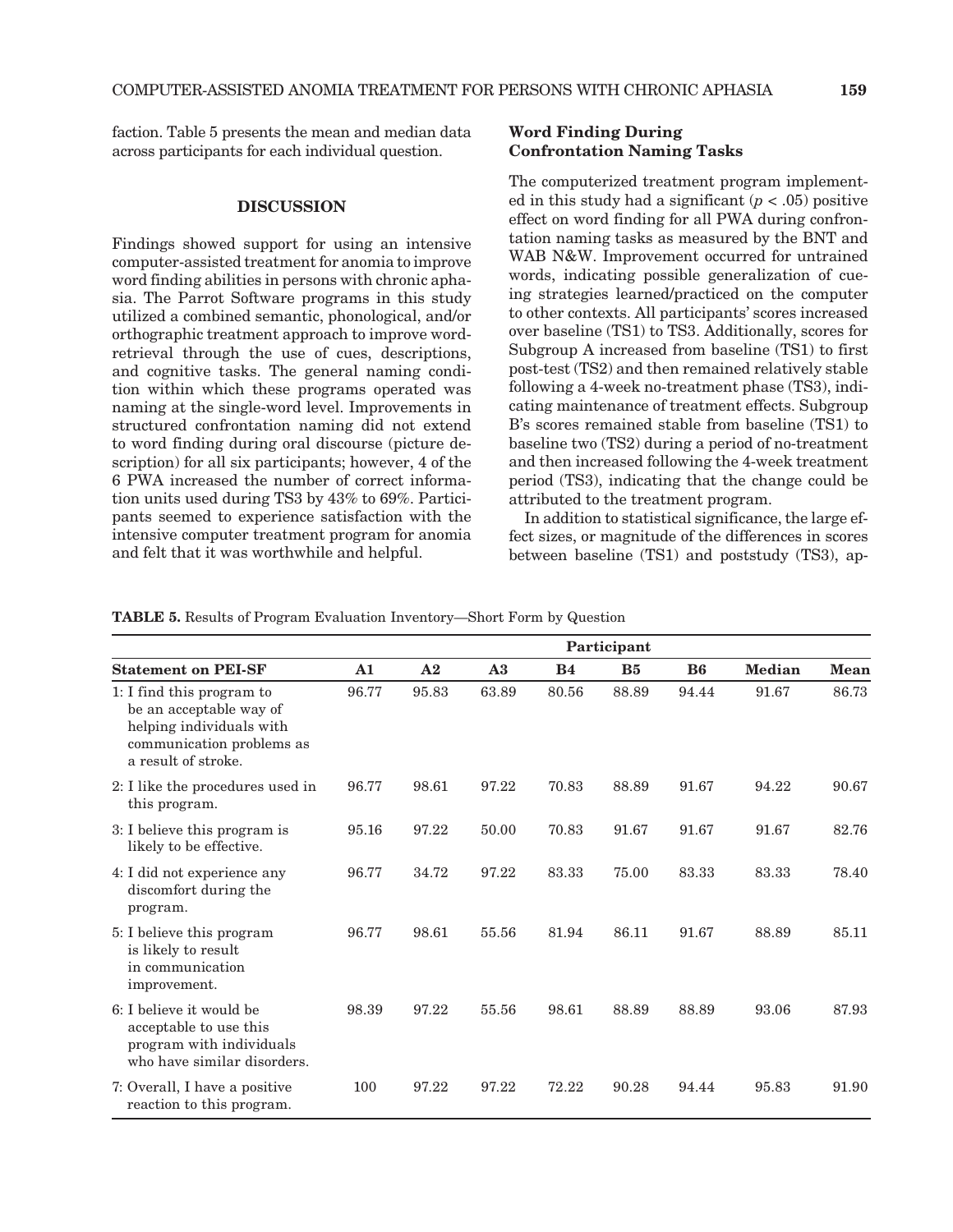faction. Table 5 presents the mean and median data across participants for each individual question.

## DISCUSSION

Findings showed support for using an intensive computer-assisted treatment for anomia to improve word finding abilities in persons with chronic aphasia. The Parrot Software programs in this study utilized a combined semantic, phonological, and/or orthographic treatment approach to improve word-retrieval through the use of cues, descriptions, and cognitive tasks. The general naming condition within which these programs operated was naming at the single-word level. Improvements in structured confrontation naming did not extend to word finding during oral discourse (picture description) for all six participants; however, 4 of the 6 PWA increased the number of correct information units used during TS3 by 43% to 69%. Participants seemed to experience satisfaction with the intensive computer treatment program for anomia and felt that it was worthwhile and helpful.

### Word Finding During Confrontation Naming Tasks

The computerized treatment program implemented in this study had a significant ($p < .05$) positive effect on word finding for all PWA during confrontation naming tasks as measured by the BNT and WAB N&W. Improvement occurred for untrained words, indicating possible generalization of cueing strategies learned/practiced on the computer to other contexts. All participants' scores increased over baseline (TS1) to TS3. Additionally, scores for Subgroup A increased from baseline (TS1) to first post-test (TS2) and then remained relatively stable following a 4-week no-treatment phase (TS3), indicating maintenance of treatment effects. Subgroup B's scores remained stable from baseline (TS1) to baseline two (TS2) during a period of no-treatment and then increased following the 4-week treatment period (TS3), indicating that the change could be attributed to the treatment program.

In addition to statistical significance, the large effect sizes, or magnitude of the differences in scores between baseline (TS1) and poststudy (TS3), ap-

**TABLE 5.** Results of Program Evaluation Inventory—Short Form by Question

| | Participant | | | | | | | |
|---|---|---|---|---|---|---|---|---|
| **Statement on PEI-SF** | **A1** | **A2** | **A3** | **B4** | **B5** | **B6** | **Median** | **Mean** |
| 1: I find this program to be an acceptable way of helping individuals with communication problems as a result of stroke. | 96.77 | 95.83 | 63.89 | 80.56 | 88.89 | 94.44 | 91.67 | 86.73 |
| 2: I like the procedures used in this program. | 96.77 | 98.61 | 97.22 | 70.83 | 88.89 | 91.67 | 94.22 | 90.67 |
| 3: I believe this program is likely to be effective. | 95.16 | 97.22 | 50.00 | 70.83 | 91.67 | 91.67 | 91.67 | 82.76 |
| 4: I did not experience any discomfort during the program. | 96.77 | 34.72 | 97.22 | 83.33 | 75.00 | 83.33 | 83.33 | 78.40 |
| 5: I believe this program is likely to result in communication improvement. | 96.77 | 98.61 | 55.56 | 81.94 | 86.11 | 91.67 | 88.89 | 85.11 |
| 6: I believe it would be acceptable to use this program with individuals who have similar disorders. | 98.39 | 97.22 | 55.56 | 98.61 | 88.89 | 88.89 | 93.06 | 87.93 |
| 7: Overall, I have a positive reaction to this program. | 100 | 97.22 | 97.22 | 72.22 | 90.28 | 94.44 | 95.83 | 91.90 |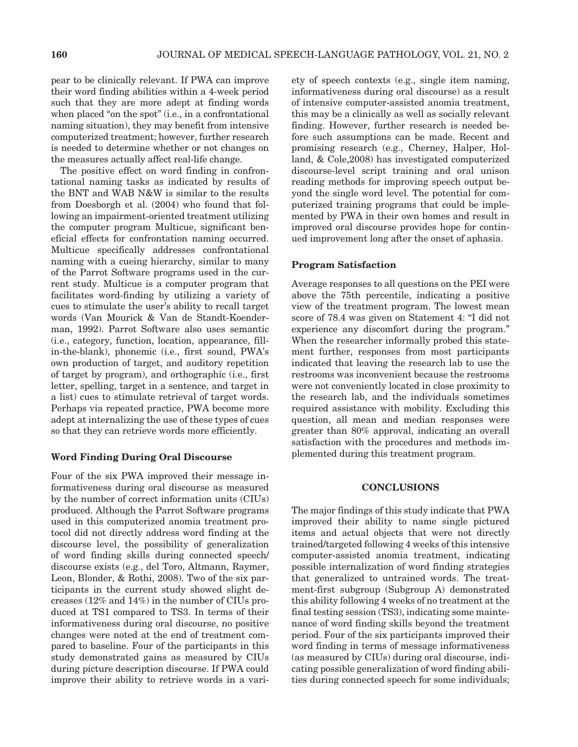pear to be clinically relevant. If PWA can improve their word finding abilities within a 4-week period such that they are more adept at finding words when placed "on the spot" (i.e., in a confrontational naming situation), they may benefit from intensive computerized treatment; however, further research is needed to determine whether or not changes on the measures actually affect real-life change.

The positive effect on word finding in confrontational naming tasks as indicated by results of the BNT and WAB N&W is similar to the results from Doesborgh et al. (2004) who found that following an impairment-oriented treatment utilizing the computer program Multicue, significant beneficial effects for confrontation naming occurred. Multicue specifically addresses confrontational naming with a cueing hierarchy, similar to many of the Parrot Software programs used in the current study. Multicue is a computer program that facilitates word-finding by utilizing a variety of cues to stimulate the user's ability to recall target words (Van Mourick & Van de Standt-Koenderman, 1992). Parrot Software also uses semantic (i.e., category, function, location, appearance, fill-in-the-blank), phonemic (i.e., first sound, PWA's own production of target, and auditory repetition of target by program), and orthographic (i.e., first letter, spelling, target in a sentence, and target in a list) cues to stimulate retrieval of target words. Perhaps via repeated practice, PWA become more adept at internalizing the use of these types of cues so that they can retrieve words more efficiently.

### Word Finding During Oral Discourse

Four of the six PWA improved their message informativeness during oral discourse as measured by the number of correct information units (CIUs) produced. Although the Parrot Software programs used in this computerized anomia treatment protocol did not directly address word finding at the discourse level, the possibility of generalization of word finding skills during connected speech/discourse exists (e.g., del Toro, Altmann, Raymer, Leon, Blonder, & Rothi, 2008). Two of the six participants in the current study showed slight decreases (12% and 14%) in the number of CIUs produced at TS1 compared to TS3. In terms of their informativeness during oral discourse, no positive changes were noted at the end of treatment compared to baseline. Four of the participants in this study demonstrated gains as measured by CIUs during picture description discourse. If PWA could improve their ability to retrieve words in a variety of speech contexts (e.g., single item naming, informativeness during oral discourse) as a result of intensive computer-assisted anomia treatment, this may be a clinically as well as socially relevant finding. However, further research is needed before such assumptions can be made. Recent and promising research (e.g., Cherney, Halper, Holland, & Cole,2008) has investigated computerized discourse-level script training and oral unison reading methods for improving speech output beyond the single word level. The potential for computerized training programs that could be implemented by PWA in their own homes and result in improved oral discourse provides hope for continued improvement long after the onset of aphasia.

### Program Satisfaction

Average responses to all questions on the PEI were above the 75th percentile, indicating a positive view of the treatment program. The lowest mean score of 78.4 was given on Statement 4: "I did not experience any discomfort during the program." When the researcher informally probed this statement further, responses from most participants indicated that leaving the research lab to use the restrooms was inconvenient because the restrooms were not conveniently located in close proximity to the research lab, and the individuals sometimes required assistance with mobility. Excluding this question, all mean and median responses were greater than 80% approval, indicating an overall satisfaction with the procedures and methods implemented during this treatment program.

## CONCLUSIONS

The major findings of this study indicate that PWA improved their ability to name single pictured items and actual objects that were not directly trained/targeted following 4 weeks of this intensive computer-assisted anomia treatment, indicating possible internalization of word finding strategies that generalized to untrained words. The treatment-first subgroup (Subgroup A) demonstrated this ability following 4 weeks of no treatment at the final testing session (TS3), indicating some maintenance of word finding skills beyond the treatment period. Four of the six participants improved their word finding in terms of message informativeness (as measured by CIUs) during oral discourse, indicating possible generalization of word finding abilities during connected speech for some individuals;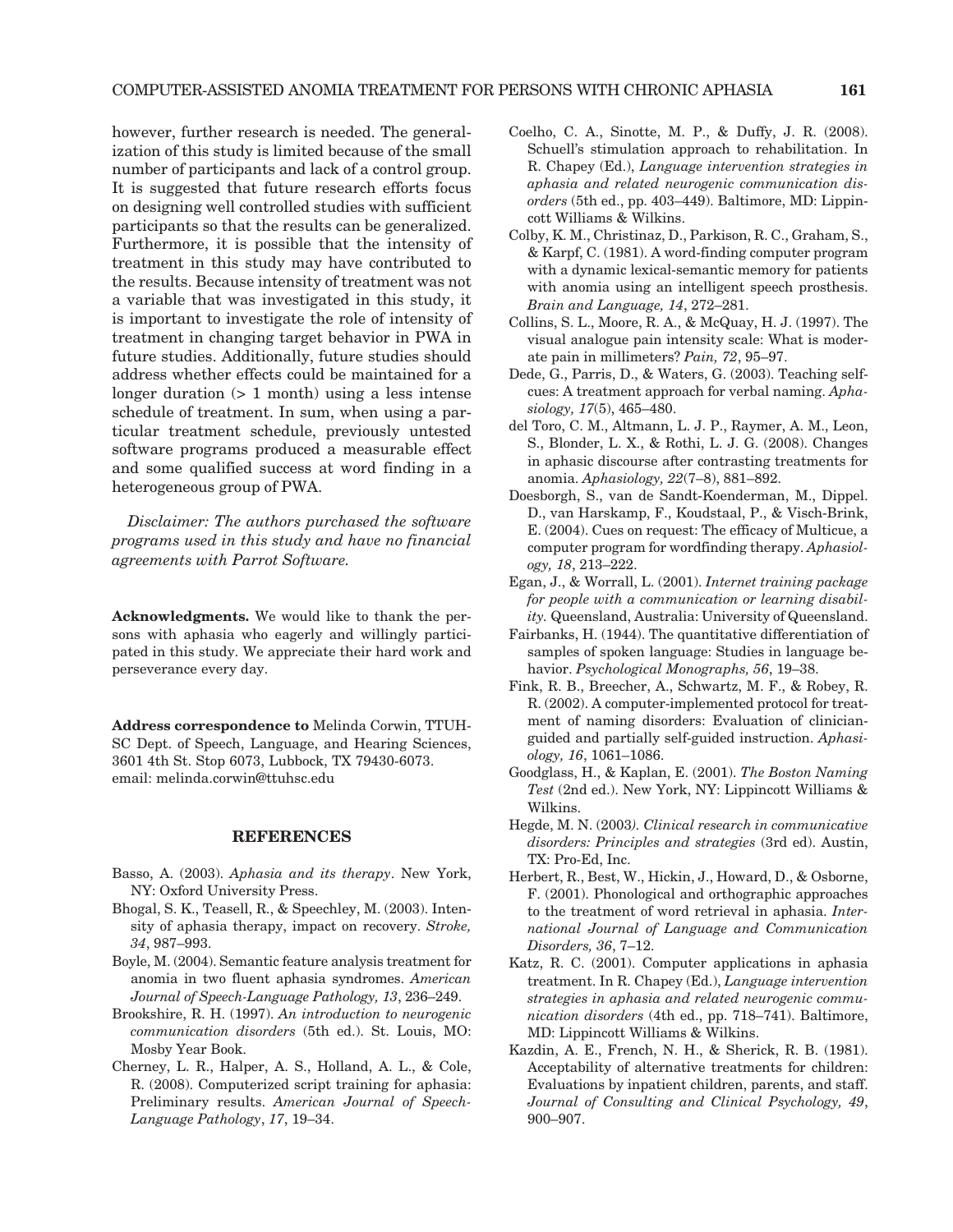however, further research is needed. The generalization of this study is limited because of the small number of participants and lack of a control group. It is suggested that future research efforts focus on designing well controlled studies with sufficient participants so that the results can be generalized. Furthermore, it is possible that the intensity of treatment in this study may have contributed to the results. Because intensity of treatment was not a variable that was investigated in this study, it is important to investigate the role of intensity of treatment in changing target behavior in PWA in future studies. Additionally, future studies should address whether effects could be maintained for a longer duration (> 1 month) using a less intense schedule of treatment. In sum, when using a particular treatment schedule, previously untested software programs produced a measurable effect and some qualified success at word finding in a heterogeneous group of PWA.

*Disclaimer: The authors purchased the software programs used in this study and have no financial agreements with Parrot Software.*

**Acknowledgments.** We would like to thank the persons with aphasia who eagerly and willingly participated in this study. We appreciate their hard work and perseverance every day.

**Address correspondence to** Melinda Corwin, TTUHSC Dept. of Speech, Language, and Hearing Sciences, 3601 4th St. Stop 6073, Lubbock, TX 79430-6073. email: melinda.corwin@ttuhsc.edu

## REFERENCES

Basso, A. (2003). *Aphasia and its therapy*. New York, NY: Oxford University Press.

Bhogal, S. K., Teasell, R., & Speechley, M. (2003). Intensity of aphasia therapy, impact on recovery. *Stroke, 34*, 987–993.

Boyle, M. (2004). Semantic feature analysis treatment for anomia in two fluent aphasia syndromes. *American Journal of Speech-Language Pathology, 13*, 236–249.

Brookshire, R. H. (1997). *An introduction to neurogenic communication disorders* (5th ed.). St. Louis, MO: Mosby Year Book.

Cherney, L. R., Halper, A. S., Holland, A. L., & Cole, R. (2008). Computerized script training for aphasia: Preliminary results. *American Journal of Speech-Language Pathology*, *17*, 19–34.

Coelho, C. A., Sinotte, M. P., & Duffy, J. R. (2008). Schuell's stimulation approach to rehabilitation. In R. Chapey (Ed.), *Language intervention strategies in aphasia and related neurogenic communication disorders* (5th ed., pp. 403–449). Baltimore, MD: Lippincott Williams & Wilkins.

Colby, K. M., Christinaz, D., Parkison, R. C., Graham, S., & Karpf, C. (1981). A word-finding computer program with a dynamic lexical-semantic memory for patients with anomia using an intelligent speech prosthesis. *Brain and Language, 14*, 272–281.

Collins, S. L., Moore, R. A., & McQuay, H. J. (1997). The visual analogue pain intensity scale: What is moderate pain in millimeters? *Pain, 72*, 95–97.

Dede, G., Parris, D., & Waters, G. (2003). Teaching self-cues: A treatment approach for verbal naming. *Aphasiology, 17*(5), 465–480.

del Toro, C. M., Altmann, L. J. P., Raymer, A. M., Leon, S., Blonder, L. X., & Rothi, L. J. G. (2008). Changes in aphasic discourse after contrasting treatments for anomia. *Aphasiology, 22*(7–8), 881–892.

Doesborgh, S., van de Sandt-Koenderman, M., Dippel. D., van Harskamp, F., Koudstaal, P., & Visch-Brink, E. (2004). Cues on request: The efficacy of Multicue, a computer program for wordfinding therapy. *Aphasiology, 18*, 213–222.

Egan, J., & Worrall, L. (2001). *Internet training package for people with a communication or learning disability.* Queensland, Australia: University of Queensland.

Fairbanks, H. (1944). The quantitative differentiation of samples of spoken language: Studies in language behavior. *Psychological Monographs, 56*, 19–38.

Fink, R. B., Breecher, A., Schwartz, M. F., & Robey, R. R. (2002). A computer-implemented protocol for treatment of naming disorders: Evaluation of clinician-guided and partially self-guided instruction. *Aphasiology, 16*, 1061–1086.

Goodglass, H., & Kaplan, E. (2001). *The Boston Naming Test* (2nd ed.). New York, NY: Lippincott Williams & Wilkins.

Hegde, M. N. (2003). *Clinical research in communicative disorders: Principles and strategies* (3rd ed). Austin, TX: Pro-Ed, Inc.

Herbert, R., Best, W., Hickin, J., Howard, D., & Osborne, F. (2001). Phonological and orthographic approaches to the treatment of word retrieval in aphasia. *International Journal of Language and Communication Disorders, 36*, 7–12.

Katz, R. C. (2001). Computer applications in aphasia treatment. In R. Chapey (Ed.), *Language intervention strategies in aphasia and related neurogenic communication disorders* (4th ed., pp. 718–741). Baltimore, MD: Lippincott Williams & Wilkins.

Kazdin, A. E., French, N. H., & Sherick, R. B. (1981). Acceptability of alternative treatments for children: Evaluations by inpatient children, parents, and staff. *Journal of Consulting and Clinical Psychology, 49*, 900–907.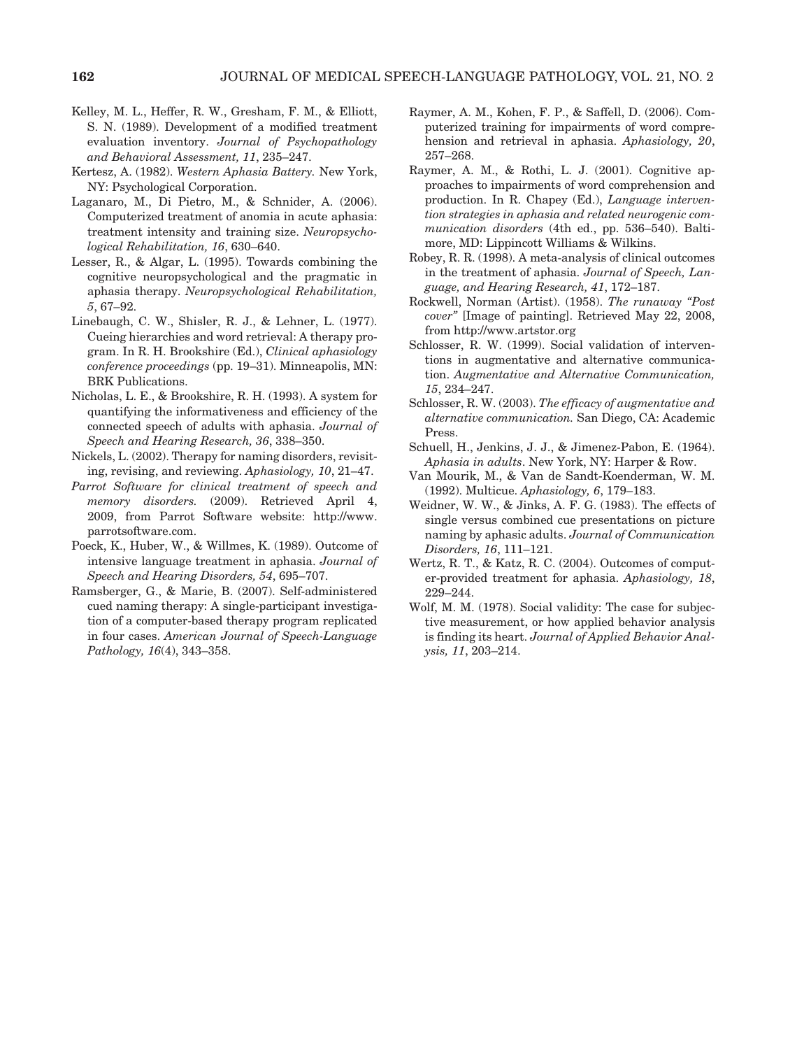Kelley, M. L., Heffer, R. W., Gresham, F. M., & Elliott, S. N. (1989). Development of a modified treatment evaluation inventory. *Journal of Psychopathology and Behavioral Assessment, 11*, 235–247.

Kertesz, A. (1982). *Western Aphasia Battery.* New York, NY: Psychological Corporation.

Laganaro, M., Di Pietro, M., & Schnider, A. (2006). Computerized treatment of anomia in acute aphasia: treatment intensity and training size. *Neuropsychological Rehabilitation, 16*, 630–640.

Lesser, R., & Algar, L. (1995). Towards combining the cognitive neuropsychological and the pragmatic in aphasia therapy. *Neuropsychological Rehabilitation, 5*, 67–92.

Linebaugh, C. W., Shisler, R. J., & Lehner, L. (1977). Cueing hierarchies and word retrieval: A therapy program. In R. H. Brookshire (Ed.), *Clinical aphasiology conference proceedings* (pp. 19–31). Minneapolis, MN: BRK Publications.

Nicholas, L. E., & Brookshire, R. H. (1993). A system for quantifying the informativeness and efficiency of the connected speech of adults with aphasia. *Journal of Speech and Hearing Research, 36*, 338–350.

Nickels, L. (2002). Therapy for naming disorders, revisiting, revising, and reviewing. *Aphasiology, 10*, 21–47.

*Parrot Software for clinical treatment of speech and memory disorders.* (2009). Retrieved April 4, 2009, from Parrot Software website: http://www.parrotsoftware.com.

Poeck, K., Huber, W., & Willmes, K. (1989). Outcome of intensive language treatment in aphasia. *Journal of Speech and Hearing Disorders, 54*, 695–707.

Ramsberger, G., & Marie, B. (2007). Self-administered cued naming therapy: A single-participant investigation of a computer-based therapy program replicated in four cases. *American Journal of Speech-Language Pathology, 16*(4), 343–358.

Raymer, A. M., Kohen, F. P., & Saffell, D. (2006). Computerized training for impairments of word comprehension and retrieval in aphasia. *Aphasiology, 20*, 257–268.

Raymer, A. M., & Rothi, L. J. (2001). Cognitive approaches to impairments of word comprehension and production. In R. Chapey (Ed.), *Language intervention strategies in aphasia and related neurogenic communication disorders* (4th ed., pp. 536–540). Baltimore, MD: Lippincott Williams & Wilkins.

Robey, R. R. (1998). A meta-analysis of clinical outcomes in the treatment of aphasia. *Journal of Speech, Language, and Hearing Research, 41*, 172–187.

Rockwell, Norman (Artist). (1958). *The runaway "Post cover"* [Image of painting]. Retrieved May 22, 2008, from http://www.artstor.org

Schlosser, R. W. (1999). Social validation of interventions in augmentative and alternative communication. *Augmentative and Alternative Communication, 15*, 234–247.

Schlosser, R. W. (2003). *The efficacy of augmentative and alternative communication.* San Diego, CA: Academic Press.

Schuell, H., Jenkins, J. J., & Jimenez-Pabon, E. (1964). *Aphasia in adults*. New York, NY: Harper & Row.

Van Mourik, M., & Van de Sandt-Koenderman, W. M. (1992). Multicue. *Aphasiology, 6*, 179–183.

Weidner, W. W., & Jinks, A. F. G. (1983). The effects of single versus combined cue presentations on picture naming by aphasic adults. *Journal of Communication Disorders, 16*, 111–121.

Wertz, R. T., & Katz, R. C. (2004). Outcomes of computer-provided treatment for aphasia. *Aphasiology, 18*, 229–244.

Wolf, M. M. (1978). Social validity: The case for subjective measurement, or how applied behavior analysis is finding its heart. *Journal of Applied Behavior Analysis, 11*, 203–214.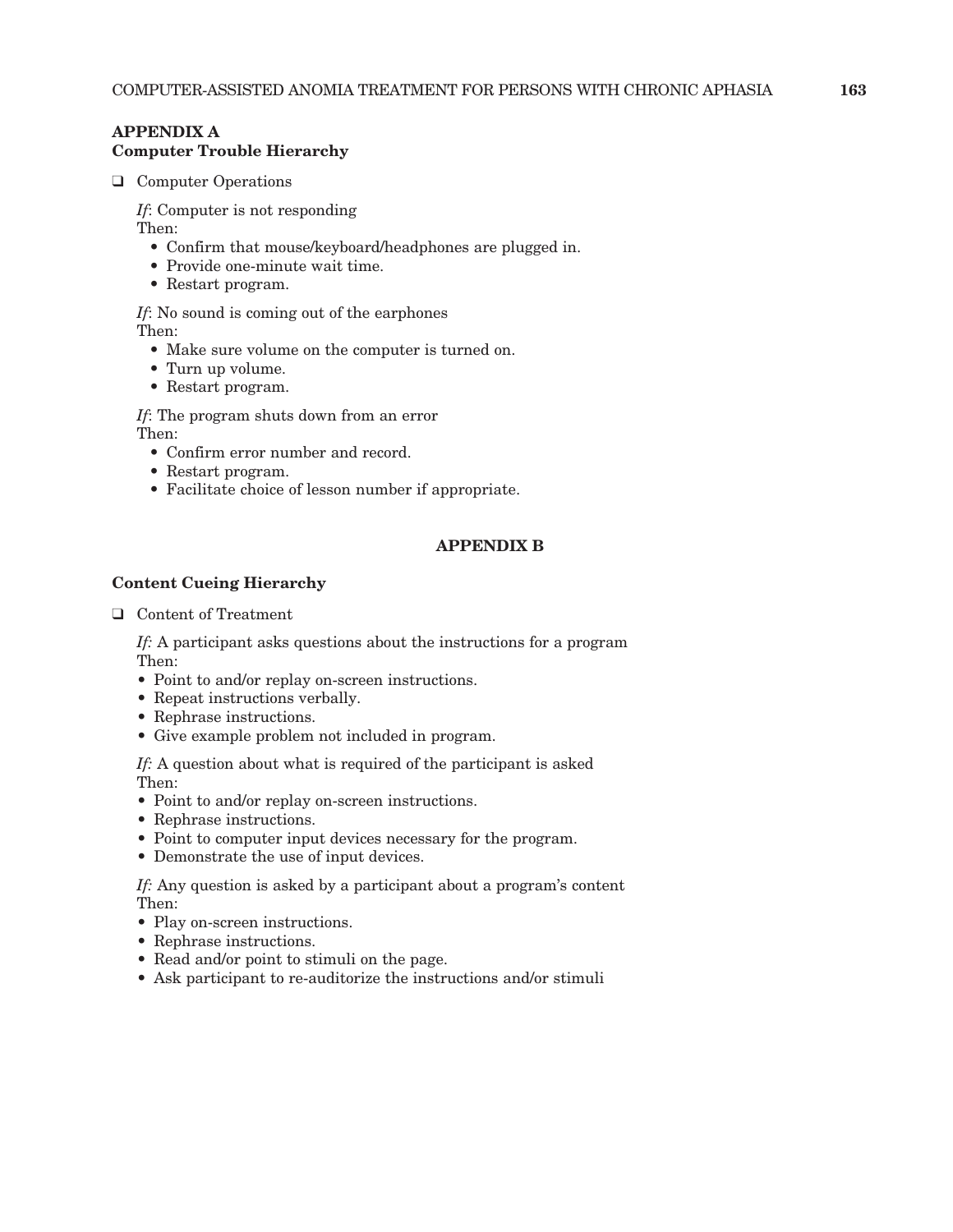## APPENDIX A
### Computer Trouble Hierarchy

- ❑ Computer Operations

  *If*: Computer is not responding
  Then:
  - Confirm that mouse/keyboard/headphones are plugged in.
  - Provide one-minute wait time.
  - Restart program.

  *If*: No sound is coming out of the earphones
  Then:
  - Make sure volume on the computer is turned on.
  - Turn up volume.
  - Restart program.

  *If*: The program shuts down from an error
  Then:
  - Confirm error number and record.
  - Restart program.
  - Facilitate choice of lesson number if appropriate.

## APPENDIX B

### Content Cueing Hierarchy

- ❑ Content of Treatment

  *If*: A participant asks questions about the instructions for a program
  Then:
  - Point to and/or replay on-screen instructions.
  - Repeat instructions verbally.
  - Rephrase instructions.
  - Give example problem not included in program.

  *If*: A question about what is required of the participant is asked
  Then:
  - Point to and/or replay on-screen instructions.
  - Rephrase instructions.
  - Point to computer input devices necessary for the program.
  - Demonstrate the use of input devices.

  *If*: Any question is asked by a participant about a program's content
  Then:
  - Play on-screen instructions.
  - Rephrase instructions.
  - Read and/or point to stimuli on the page.
  - Ask participant to re-auditorize the instructions and/or stimuli